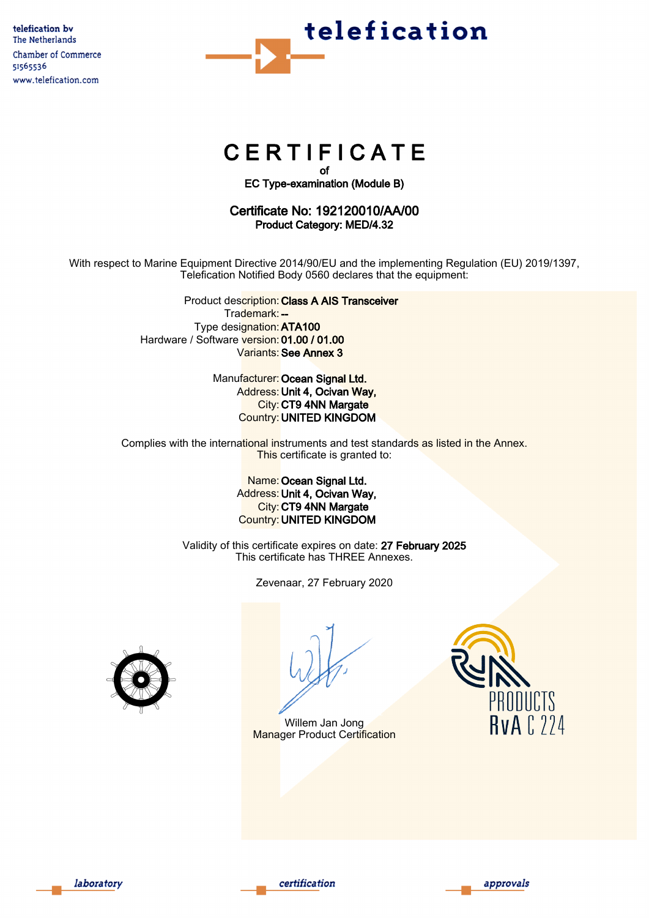telefication bv
The Netherlands
Chamber of Commerce
51565536
www.telefication.com

telefication

# CERTIFICATE

of

**EC Type-examination (Module B)**

## Certificate No: 192120010/AA/00

**Product Category: MED/4.32**

With respect to Marine Equipment Directive 2014/90/EU and the implementing Regulation (EU) 2019/1397, Telefication Notified Body 0560 declares that the equipment:

Product description: **Class A AIS Transceiver**
Trademark: **--**
Type designation: **ATA100**
Hardware / Software version: **01.00 / 01.00**
Variants: **See Annex 3**

Manufacturer: **Ocean Signal Ltd.**
Address: **Unit 4, Ocivan Way,**
City: **CT9 4NN Margate**
Country: **UNITED KINGDOM**

Complies with the international instruments and test standards as listed in the Annex.
This certificate is granted to:

Name: **Ocean Signal Ltd.**
Address: **Unit 4, Ocivan Way,**
City: **CT9 4NN Margate**
Country: **UNITED KINGDOM**

Validity of this certificate expires on date: **27 February 2025**
This certificate has THREE Annexes.

Zevenaar, 27 February 2020

Willem Jan Jong
Manager Product Certification

PRODUCTS
RvA C 224

laboratory certification approvals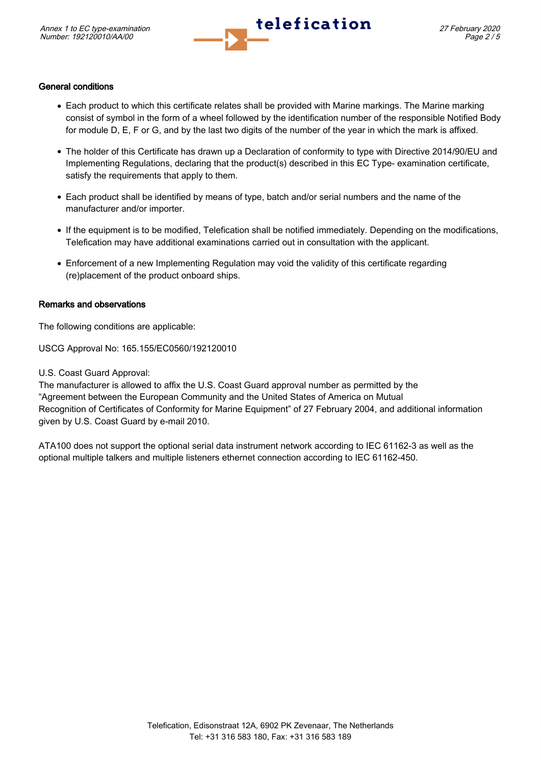## General conditions

- Each product to which this certificate relates shall be provided with Marine markings. The Marine marking consist of symbol in the form of a wheel followed by the identification number of the responsible Notified Body for module D, E, F or G, and by the last two digits of the number of the year in which the mark is affixed.
- The holder of this Certificate has drawn up a Declaration of conformity to type with Directive 2014/90/EU and Implementing Regulations, declaring that the product(s) described in this EC Type- examination certificate, satisfy the requirements that apply to them.
- Each product shall be identified by means of type, batch and/or serial numbers and the name of the manufacturer and/or importer.
- If the equipment is to be modified, Telefication shall be notified immediately. Depending on the modifications, Telefication may have additional examinations carried out in consultation with the applicant.
- Enforcement of a new Implementing Regulation may void the validity of this certificate regarding (re)placement of the product onboard ships.

## Remarks and observations

The following conditions are applicable:

USCG Approval No: 165.155/EC0560/192120010

U.S. Coast Guard Approval:
The manufacturer is allowed to affix the U.S. Coast Guard approval number as permitted by the "Agreement between the European Community and the United States of America on Mutual Recognition of Certificates of Conformity for Marine Equipment" of 27 February 2004, and additional information given by U.S. Coast Guard by e-mail 2010.

ATA100 does not support the optional serial data instrument network according to IEC 61162-3 as well as the optional multiple talkers and multiple listeners ethernet connection according to IEC 61162-450.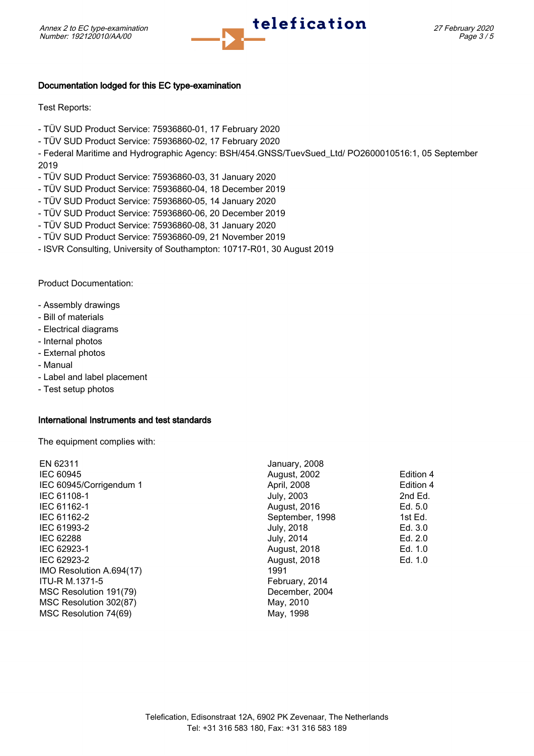### Documentation lodged for this EC type-examination

Test Reports:

- TÜV SUD Product Service: 75936860-01, 17 February 2020
- TÜV SUD Product Service: 75936860-02, 17 February 2020
- Federal Maritime and Hydrographic Agency: BSH/454.GNSS/TuevSued_Ltd/ PO2600010516:1, 05 September 2019
- TÜV SUD Product Service: 75936860-03, 31 January 2020
- TÜV SUD Product Service: 75936860-04, 18 December 2019
- TÜV SUD Product Service: 75936860-05, 14 January 2020
- TÜV SUD Product Service: 75936860-06, 20 December 2019
- TÜV SUD Product Service: 75936860-08, 31 January 2020
- TÜV SUD Product Service: 75936860-09, 21 November 2019
- ISVR Consulting, University of Southampton: 10717-R01, 30 August 2019

Product Documentation:

- Assembly drawings
- Bill of materials
- Electrical diagrams
- Internal photos
- External photos
- Manual
- Label and label placement
- Test setup photos

### International Instruments and test standards

The equipment complies with:

| | | |
|---|---|---|
| EN 62311 | January, 2008 | |
| IEC 60945 | August, 2002 | Edition 4 |
| IEC 60945/Corrigendum 1 | April, 2008 | Edition 4 |
| IEC 61108-1 | July, 2003 | 2nd Ed. |
| IEC 61162-1 | August, 2016 | Ed. 5.0 |
| IEC 61162-2 | September, 1998 | 1st Ed. |
| IEC 61993-2 | July, 2018 | Ed. 3.0 |
| IEC 62288 | July, 2014 | Ed. 2.0 |
| IEC 62923-1 | August, 2018 | Ed. 1.0 |
| IEC 62923-2 | August, 2018 | Ed. 1.0 |
| IMO Resolution A.694(17) | 1991 | |
| ITU-R M.1371-5 | February, 2014 | |
| MSC Resolution 191(79) | December, 2004 | |
| MSC Resolution 302(87) | May, 2010 | |
| MSC Resolution 74(69) | May, 1998 | |

Telefication, Edisonstraat 12A, 6902 PK Zevenaar, The Netherlands
Tel: +31 316 583 180, Fax: +31 316 583 189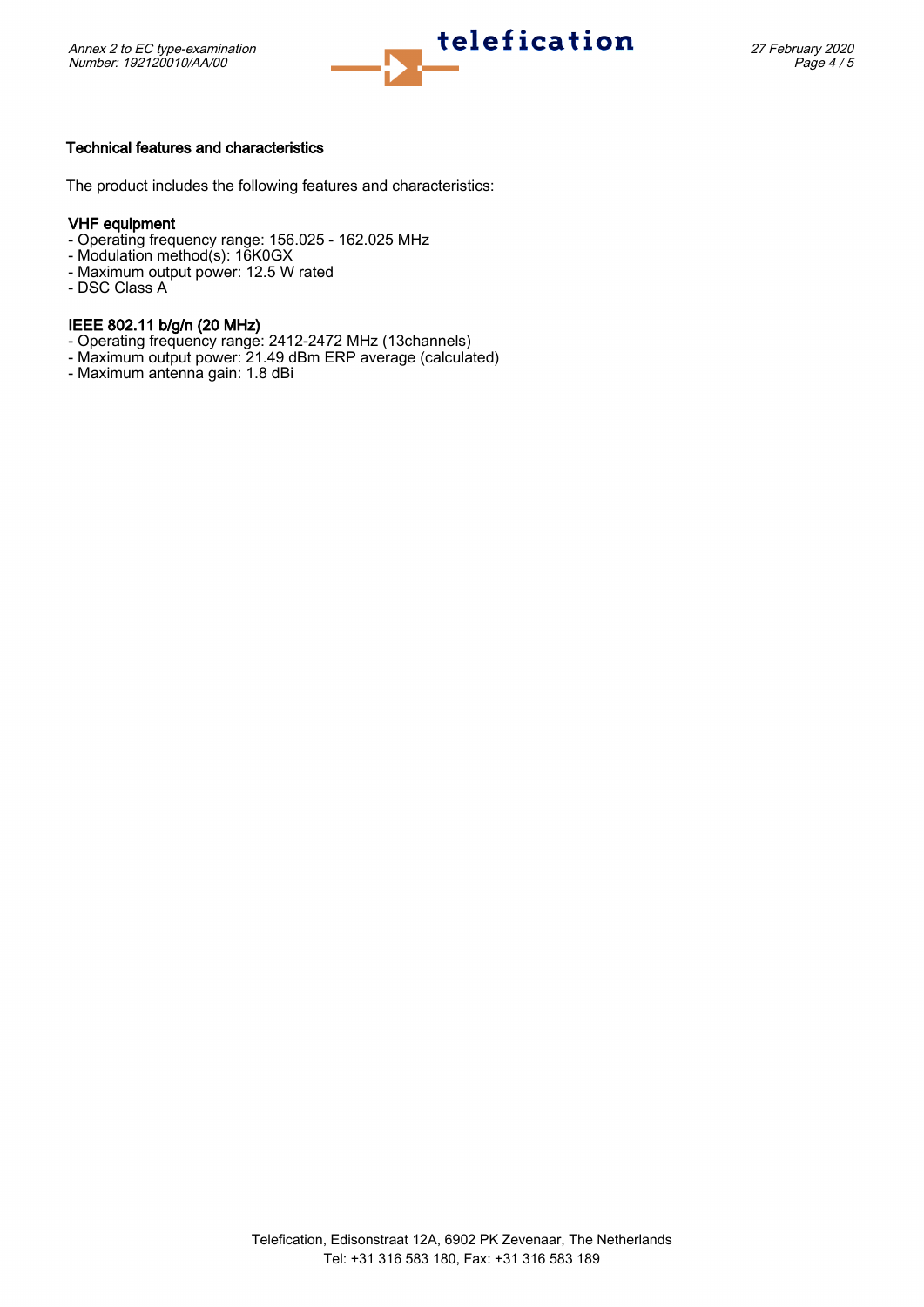## Technical features and characteristics

The product includes the following features and characteristics:

### VHF equipment

- Operating frequency range: 156.025 - 162.025 MHz
- Modulation method(s): 16K0GX
- Maximum output power: 12.5 W rated
- DSC Class A

### IEEE 802.11 b/g/n (20 MHz)

- Operating frequency range: 2412-2472 MHz (13channels)
- Maximum output power: 21.49 dBm ERP average (calculated)
- Maximum antenna gain: 1.8 dBi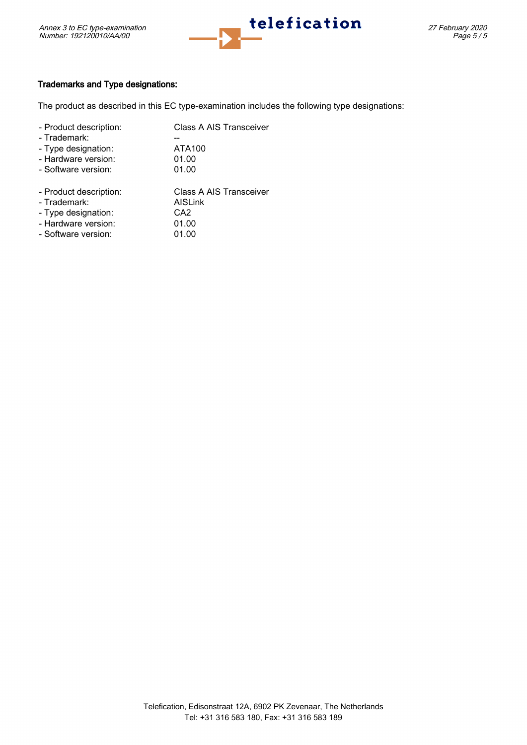**Trademarks and Type designations:**

The product as described in this EC type-examination includes the following type designations:

| | |
|---|---|
| - Product description: | Class A AIS Transceiver |
| - Trademark: | -- |
| - Type designation: | ATA100 |
| - Hardware version: | 01.00 |
| - Software version: | 01.00 |

| | |
|---|---|
| - Product description: | Class A AIS Transceiver |
| - Trademark: | AISLink |
| - Type designation: | CA2 |
| - Hardware version: | 01.00 |
| - Software version: | 01.00 |